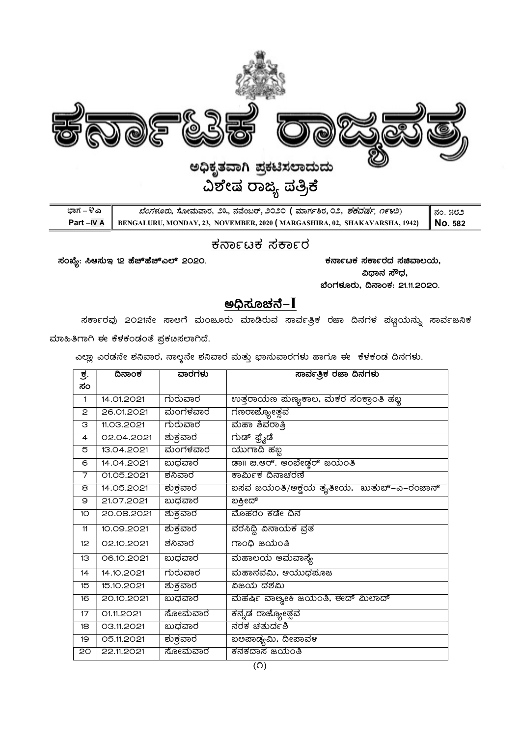# ಕರ್ನಾಟಕ ರಾಜ್ಯಪತ್ರ

**ಅಧಿಕೃತವಾಗಿ ಪ್ರಕಟಿಸಲಾದುದು**

**ವಿಶೇಷ ರಾಜ್ಯ ಪತ್ರಿಕೆ**

| ಭಾಗ – ೪ಎ | ಬೆಂಗಳೂರು, ಸೋಮವಾರ, ೨೩, ನವೆಂಬರ್, ೨೦೨೦ ( ಮಾರ್ಗಶಿರ, ೦೨, ಶಕವರ್ಷ, ೧೯೪೨) | ನಂ. ೫೮೨ |
|---|---|---|
| **Part –IV A** | **BENGALURU, MONDAY, 23, NOVEMBER, 2020 ( MARGASHIRA, 02, SHAKAVARSHA, 1942)** | **No. 582** |

## ಕರ್ನಾಟಕ ಸರ್ಕಾರ

**ಸಂಖ್ಯೆ: ಸಿಆಸುಇ 12 ಹೆಚ್‌ಹೆಚ್‌ಎಲ್ 2020.**

**ಕರ್ನಾಟಕ ಸರ್ಕಾರದ ಸಚಿವಾಲಯ,**
**ವಿಧಾನ ಸೌಧ,**
**ಬೆಂಗಳೂರು, ದಿನಾಂಕ: 21.11.2020.**

## ಅಧಿಸೂಚನೆ–I

ಸರ್ಕಾರವು 2021ನೇ ಸಾಲಿಗೆ ಮಂಜೂರು ಮಾಡಿರುವ ಸಾರ್ವತ್ರಿಕ ರಜಾ ದಿನಗಳ ಪಟ್ಟಿಯನ್ನು ಸಾರ್ವಜನಿಕ ಮಾಹಿತಿಗಾಗಿ ಈ ಕೆಳಕಂಡಂತೆ ಪ್ರಕಟಿಸಲಾಗಿದೆ.

ಎಲ್ಲಾ ಎರಡನೇ ಶನಿವಾರ, ನಾಲ್ಕನೇ ಶನಿವಾರ ಮತ್ತು ಭಾನುವಾರಗಳು ಹಾಗೂ ಈ ಕೆಳಕಂಡ ದಿನಗಳು.

| ಕ್ರ. ಸಂ | ದಿನಾಂಕ | ವಾರಗಳು | ಸಾರ್ವತ್ರಿಕ ರಜಾ ದಿನಗಳು |
|---|---|---|---|
| 1 | 14.01.2021 | ಗುರುವಾರ | ಉತ್ತರಾಯಣ ಪುಣ್ಯಕಾಲ, ಮಕರ ಸಂಕ್ರಾಂತಿ ಹಬ್ಬ |
| 2 | 26.01.2021 | ಮಂಗಳವಾರ | ಗಣರಾಜ್ಯೋತ್ಸವ |
| 3 | 11.03.2021 | ಗುರುವಾರ | ಮಹಾ ಶಿವರಾತ್ರಿ |
| 4 | 02.04.2021 | ಶುಕ್ರವಾರ | ಗುಡ್ ಫ್ರೈಡೆ |
| 5 | 13.04.2021 | ಮಂಗಳವಾರ | ಯುಗಾದಿ ಹಬ್ಬ |
| 6 | 14.04.2021 | ಬುಧವಾರ | ಡಾ|| ಬಿ.ಆರ್. ಅಂಬೇಡ್ಕರ್ ಜಯಂತಿ |
| 7 | 01.05.2021 | ಶನಿವಾರ | ಕಾರ್ಮಿಕ ದಿನಾಚರಣೆ |
| 8 | 14.05.2021 | ಶುಕ್ರವಾರ | ಬಸವ ಜಯಂತಿ/ಅಕ್ಷಯ ತೃತೀಯ, ಖುತುಬ್–ಎ–ರಂಜಾನ್ |
| 9 | 21.07.2021 | ಬುಧವಾರ | ಬಕ್ರೀದ್ |
| 10 | 20.08.2021 | ಶುಕ್ರವಾರ | ಮೊಹರಂ ಕಡೇ ದಿನ |
| 11 | 10.09.2021 | ಶುಕ್ರವಾರ | ವರಸಿದ್ಧಿ ವಿನಾಯಕ ವ್ರತ |
| 12 | 02.10.2021 | ಶನಿವಾರ | ಗಾಂಧಿ ಜಯಂತಿ |
| 13 | 06.10.2021 | ಬುಧವಾರ | ಮಹಾಲಯ ಅಮವಾಸ್ಯೆ |
| 14 | 14.10.2021 | ಗುರುವಾರ | ಮಹಾನವಮಿ, ಆಯುಧಪೂಜ |
| 15 | 15.10.2021 | ಶುಕ್ರವಾರ | ವಿಜಯ ದಶಮಿ |
| 16 | 20.10.2021 | ಬುಧವಾರ | ಮಹರ್ಷಿ ವಾಲ್ಮೀಕಿ ಜಯಂತಿ, ಈದ್ ಮಿಲಾದ್ |
| 17 | 01.11.2021 | ಸೋಮವಾರ | ಕನ್ನಡ ರಾಜ್ಯೋತ್ಸವ |
| 18 | 03.11.2021 | ಬುಧವಾರ | ನರಕ ಚತುರ್ದಶಿ |
| 19 | 05.11.2021 | ಶುಕ್ರವಾರ | ಬಲಿಪಾಡ್ಯಮಿ, ದೀಪಾವಳಿ |
| 20 | 22.11.2021 | ಸೋಮವಾರ | ಕನಕದಾಸ ಜಯಂತಿ |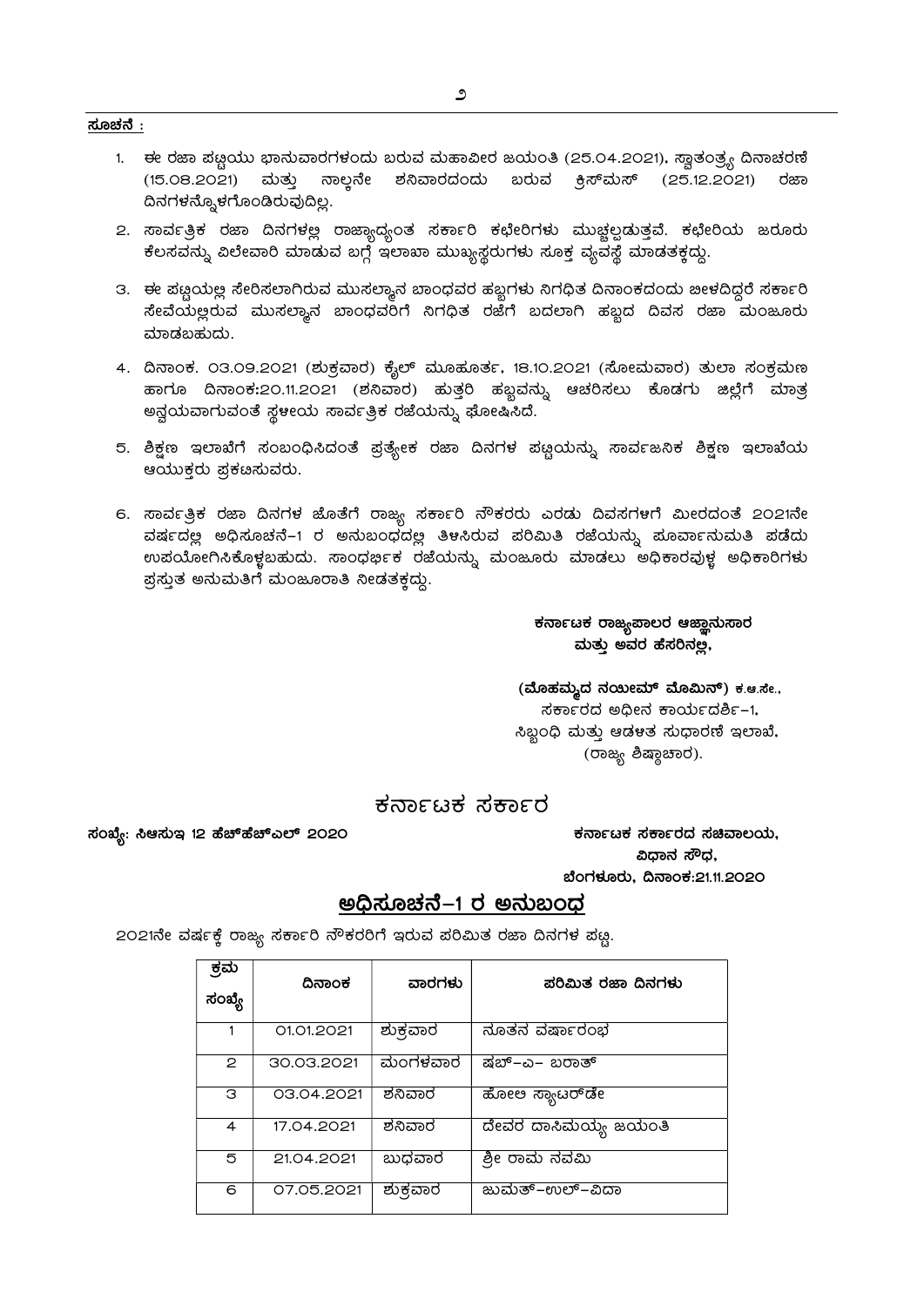**ಸೂಚನೆ :**

1. ಈ ರಜಾ ಪಟ್ಟಿಯು ಭಾನುವಾರಗಳಂದು ಬರುವ ಮಹಾವೀರ ಜಯಂತಿ (25.04.2021), ಸ್ವಾತಂತ್ರ್ಯ ದಿನಾಚರಣೆ (15.08.2021) ಮತ್ತು ನಾಲ್ಕನೇ ಶನಿವಾರದಂದು ಬರುವ ಕ್ರಿಸ್‌ಮಸ್ (25.12.2021) ರಜಾ ದಿನಗಳನ್ನೊಳಗೊಂಡಿರುವುದಿಲ್ಲ.
2. ಸಾರ್ವತ್ರಿಕ ರಜಾ ದಿನಗಳಲ್ಲಿ ರಾಜ್ಯಾದ್ಯಂತ ಸರ್ಕಾರಿ ಕಛೇರಿಗಳು ಮುಚ್ಚಲ್ಪಡುತ್ತವೆ. ಕಛೇರಿಯ ಜರೂರು ಕೆಲಸವನ್ನು ವಿಲೇವಾರಿ ಮಾಡುವ ಬಗ್ಗೆ ಇಲಾಖಾ ಮುಖ್ಯಸ್ಥರುಗಳು ಸೂಕ್ತ ವ್ಯವಸ್ಥೆ ಮಾಡತಕ್ಕದ್ದು.
3. ಈ ಪಟ್ಟಿಯಲ್ಲಿ ಸೇರಿಸಲಾಗಿರುವ ಮುಸಲ್ಮಾನ ಬಾಂಧವರ ಹಬ್ಬಗಳು ನಿಗಧಿತ ದಿನಾಂಕದಂದು ಬೀಳದಿದ್ದರೆ ಸರ್ಕಾರಿ ಸೇವೆಯಲ್ಲಿರುವ ಮುಸಲ್ಮಾನ ಬಾಂಧವರಿಗೆ ನಿಗಧಿತ ರಜೆಗೆ ಬದಲಾಗಿ ಹಬ್ಬದ ದಿವಸ ರಜಾ ಮಂಜೂರು ಮಾಡಬಹುದು.
4. ದಿನಾಂಕ. 03.09.2021 (ಶುಕ್ರವಾರ) ಕೈಲ್ ಮೂಹೂರ್ತ, 18.10.2021 (ಸೋಮವಾರ) ತುಲಾ ಸಂಕ್ರಮಣ ಹಾಗೂ ದಿನಾಂಕ:20.11.2021 (ಶನಿವಾರ) ಹುತ್ತರಿ ಹಬ್ಬವನ್ನು ಆಚರಿಸಲು ಕೊಡಗು ಜಿಲ್ಲೆಗೆ ಮಾತ್ರ ಅನ್ವಯವಾಗುವಂತೆ ಸ್ಥಳೀಯ ಸಾರ್ವತ್ರಿಕ ರಜೆಯನ್ನು ಘೋಷಿಸಿದೆ.
5. ಶಿಕ್ಷಣ ಇಲಾಖೆಗೆ ಸಂಬಂಧಿಸಿದಂತೆ ಪ್ರತ್ಯೇಕ ರಜಾ ದಿನಗಳ ಪಟ್ಟಿಯನ್ನು ಸಾರ್ವಜನಿಕ ಶಿಕ್ಷಣ ಇಲಾಖೆಯ ಆಯುಕ್ತರು ಪ್ರಕಟಿಸುವರು.
6. ಸಾರ್ವತ್ರಿಕ ರಜಾ ದಿನಗಳ ಜೊತೆಗೆ ರಾಜ್ಯ ಸರ್ಕಾರಿ ನೌಕರರು ಎರಡು ದಿವಸಗಳಿಗೆ ಮೀರದಂತೆ 2021ನೇ ವರ್ಷದಲ್ಲಿ ಅಧಿಸೂಚನೆ-1 ರ ಅನುಬಂಧದಲ್ಲಿ ತಿಳಿಸಿರುವ ಪರಿಮಿತಿ ರಜೆಯನ್ನು ಪೂರ್ವಾನುಮತಿ ಪಡೆದು ಉಪಯೋಗಿಸಿಕೊಳ್ಳಬಹುದು. ಸಾಂಧರ್ಭಿಕ ರಜೆಯನ್ನು ಮಂಜೂರು ಮಾಡಲು ಅಧಿಕಾರವುಳ್ಳ ಅಧಿಕಾರಿಗಳು ಪ್ರಸ್ತುತ ಅನುಮತಿಗೆ ಮಂಜೂರಾತಿ ನೀಡತಕ್ಕದ್ದು.

**ಕರ್ನಾಟಕ ರಾಜ್ಯಪಾಲರ ಆಜ್ಞಾನುಸಾರ
ಮತ್ತು ಅವರ ಹೆಸರಿನಲ್ಲಿ,**

**(ಮೊಹಮ್ಮದ ನಯೀಮ್ ಮೊಮಿನ್)** ಕ.ಆ.ಸೇ.,
ಸರ್ಕಾರದ ಅಧೀನ ಕಾರ್ಯದರ್ಶಿ-1,
ಸಿಬ್ಬಂಧಿ ಮತ್ತು ಆಡಳಿತ ಸುಧಾರಣೆ ಇಲಾಖೆ,
(ರಾಜ್ಯ ಶಿಷ್ಟಾಚಾರ).

# ಕರ್ನಾಟಕ ಸರ್ಕಾರ

**ಸಂಖ್ಯೆ: ಸಿಆಸುಇ 12 ಹೆಚ್‌ಹೆಚ್‌ಎಲ್ 2020**

**ಕರ್ನಾಟಕ ಸರ್ಕಾರದ ಸಚಿವಾಲಯ,
ವಿಧಾನ ಸೌಧ,
ಬೆಂಗಳೂರು, ದಿನಾಂಕ:21.11.2020**

## ಅಧಿಸೂಚನೆ-1 ರ ಅನುಬಂಧ

2021ನೇ ವರ್ಷಕ್ಕೆ ರಾಜ್ಯ ಸರ್ಕಾರಿ ನೌಕರರಿಗೆ ಇರುವ ಪರಿಮಿತ ರಜಾ ದಿನಗಳ ಪಟ್ಟಿ.

| ಕ್ರಮ ಸಂಖ್ಯೆ | ದಿನಾಂಕ | ವಾರಗಳು | ಪರಿಮಿತ ರಜಾ ದಿನಗಳು |
|---|---|---|---|
| 1 | 01.01.2021 | ಶುಕ್ರವಾರ | ನೂತನ ವರ್ಷಾರಂಭ |
| 2 | 30.03.2021 | ಮಂಗಳವಾರ | ಷಬ್-ಎ- ಬರಾತ್ |
| 3 | 03.04.2021 | ಶನಿವಾರ | ಹೋಲಿ ಸ್ಯಾಟರ್‌ಡೇ |
| 4 | 17.04.2021 | ಶನಿವಾರ | ದೇವರ ದಾಸಿಮಯ್ಯ ಜಯಂತಿ |
| 5 | 21.04.2021 | ಬುಧವಾರ | ಶ್ರೀ ರಾಮ ನವಮಿ |
| 6 | 07.05.2021 | ಶುಕ್ರವಾರ | ಜುಮತ್-ಉಲ್-ವಿದಾ |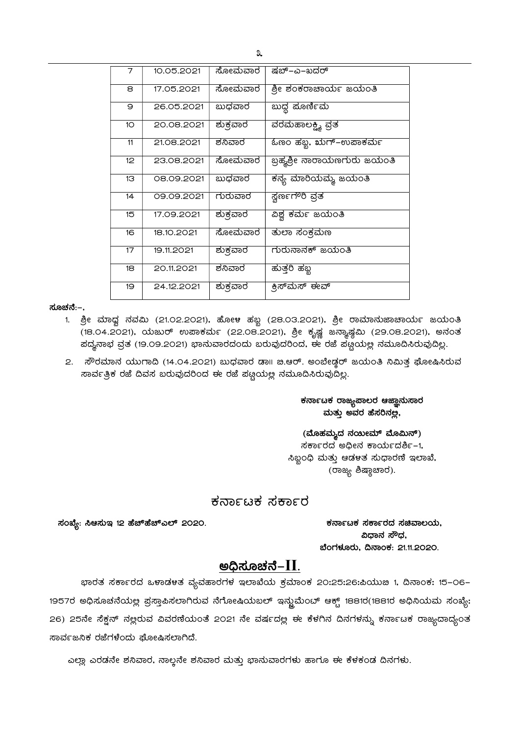| 7 | 10.05.2021 | ಸೋಮವಾರ | ಷಬ್‌-ಎ-ಖದರ್ |
|---|---|---|---|
| 8 | 17.05.2021 | ಸೋಮವಾರ | ಶ್ರೀ ಶಂಕರಾಚಾರ್ಯ ಜಯಂತಿ |
| 9 | 26.05.2021 | ಬುಧವಾರ | ಬುದ್ಧ ಪೂರ್ಣಿಮ |
| 10 | 20.08.2021 | ಶುಕ್ರವಾರ | ವರಮಹಾಲಕ್ಷ್ಮಿ ವ್ರತ |
| 11 | 21.08.2021 | ಶನಿವಾರ | ಓಣಂ ಹಬ್ಬ, ಋಗ್‌-ಉಪಾಕರ್ಮ |
| 12 | 23.08.2021 | ಸೋಮವಾರ | ಬ್ರಹ್ಮಶ್ರೀ ನಾರಾಯಣಗುರು ಜಯಂತಿ |
| 13 | 08.09.2021 | ಬುಧವಾರ | ಕನ್ಯ ಮಾರಿಯಮ್ಮ ಜಯಂತಿ |
| 14 | 09.09.2021 | ಗುರುವಾರ | ಸ್ವರ್ಣಗೌರಿ ವ್ರತ |
| 15 | 17.09.2021 | ಶುಕ್ರವಾರ | ವಿಶ್ವ ಕರ್ಮ ಜಯಂತಿ |
| 16 | 18.10.2021 | ಸೋಮವಾರ | ತುಲಾ ಸಂಕ್ರಮಣ |
| 17 | 19.11.2021 | ಶುಕ್ರವಾರ | ಗುರುನಾನಕ್‌ ಜಯಂತಿ |
| 18 | 20.11.2021 | ಶನಿವಾರ | ಹುತ್ತರಿ ಹಬ್ಬ |
| 19 | 24.12.2021 | ಶುಕ್ರವಾರ | ಕ್ರಿಸ್‌ಮಸ್‌ ಈವ್‌ |

**ಸೂಚನೆ:-.**

1. ಶ್ರೀ ಮಾಧ್ವ ನವಮಿ (21.02.2021), ಹೋಳಿ ಹಬ್ಬ (28.03.2021), ಶ್ರೀ ರಾಮಾನುಜಾಚಾರ್ಯ ಜಯಂತಿ (18.04.2021), ಯಜುರ್‌ ಉಪಾಕರ್ಮ (22.08.2021), ಶ್ರೀ ಕೃಷ್ಣ ಜನ್ಮಾಷ್ಠಮಿ (29.08.2021), ಅನಂತ ಪದ್ಮನಾಭ ವ್ರತ (19.09.2021) ಭಾನುವಾರದಂದು ಬರುವುದರಿಂದ, ಈ ರಜೆ ಪಟ್ಟಿಯಲ್ಲಿ ನಮೂದಿಸಿರುವುದಿಲ್ಲ.
2. ಸೌರಮಾನ ಯುಗಾದಿ (14.04.2021) ಬುಧವಾರ ಡಾ।। ಬಿ.ಆರ್‌. ಅಂಬೇಡ್ಕರ್‌ ಜಯಂತಿ ನಿಮಿತ್ತ ಘೋಷಿಸಿರುವ ಸಾರ್ವತ್ರಿಕ ರಜೆ ದಿವಸ ಬರುವುದರಿಂದ ಈ ರಜೆ ಪಟ್ಟಿಯಲ್ಲ ನಮೂದಿಸಿರುವುದಿಲ್ಲ.

**ಕರ್ನಾಟಕ ರಾಜ್ಯಪಾಲರ ಆಜ್ಞಾನುಸಾರ ಮತ್ತು ಅವರ ಹೆಸರಿನಲ್ಲಿ,**

**(ಮೊಹಮ್ಮದ ನಯೀಮ್‌ ಮೊಮಿನ್‌)**
ಸರ್ಕಾರದ ಅಧೀನ ಕಾರ್ಯದರ್ಶಿ-1,
ಸಿಬ್ಬಂಧಿ ಮತ್ತು ಆಡಳತ ಸುಧಾರಣೆ ಇಲಾಖೆ,
(ರಾಜ್ಯ ಶಿಷ್ಟಾಚಾರ).

## ಕರ್ನಾಟಕ ಸರ್ಕಾರ

**ಸಂಖ್ಯೆ: ಸಿಆಸುಇ 12 ಹೆಚ್‌ಹೆಚ್‌ಎಲ್‌ 2020.**

**ಕರ್ನಾಟಕ ಸರ್ಕಾರದ ಸಚಿವಾಲಯ,**
**ವಿಧಾನ ಸೌಧ,**
**ಬೆಂಗಳೂರು, ದಿನಾಂಕ: 21.11.2020.**

## ಅಧಿಸೂಚನೆ-II.

ಭಾರತ ಸರ್ಕಾರದ ಒಳಾಡಳತ ವ್ಯವಹಾರಗಳ ಇಲಾಖೆಯ ಕ್ರಮಾಂಕ 20:25:26:ಪಿಯುಬಿ 1, ದಿನಾಂಕ: 15-06-1957ರ ಅಧಿಸೂಚನೆಯಲ್ಲಿ ಪ್ರಸ್ತಾಪಿಸಲಾಗಿರುವ ನೆಗೋಷಿಯಬಲ್‌ ಇನ್ಸ್ಟ್ರುಮೆಂಟ್‌ ಆಕ್ಟ್‌ 1881ರ(1881ರ ಅಧಿನಿಯಮ ಸಂಖ್ಯೆ: 26) 25ನೇ ಸೆಕ್ಷನ್‌ ನಲ್ಲಿರುವ ವಿವರಣೆಯಂತೆ 2021 ನೇ ವರ್ಷದಲ್ಲಿ ಈ ಕೆಳಗಿನ ದಿನಗಳನ್ನು ಕರ್ನಾಟಕ ರಾಜ್ಯಾದ್ಯಂತ ಸಾರ್ವಜನಿಕ ರಜೆಗಳೆಂದು ಘೋಷಿಸಲಾಗಿದೆ.

ಎಲ್ಲಾ ಎರಡನೇ ಶನಿವಾರ, ನಾಲ್ಕನೇ ಶನಿವಾರ ಮತ್ತು ಭಾನುವಾರಗಳು ಹಾಗೂ ಈ ಕೆಳಕಂಡ ದಿನಗಳು.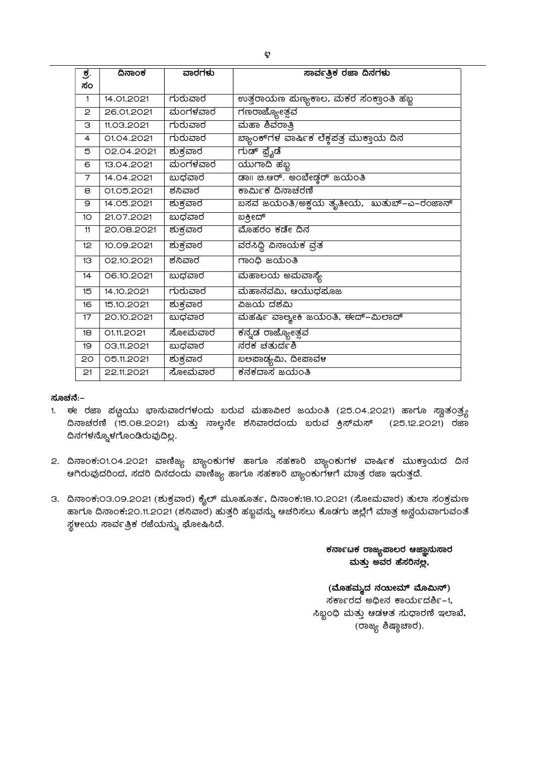| ಕ್ರ. ಸಂ | ದಿನಾಂಕ | ವಾರಗಳು | ಸಾರ್ವತ್ರಿಕ ರಜಾ ದಿನಗಳು |
|---|---|---|---|
| 1 | 14.01.2021 | ಗುರುವಾರ | ಉತ್ತರಾಯಣ ಪುಣ್ಯಕಾಲ, ಮಕರ ಸಂಕ್ರಾಂತಿ ಹಬ್ಬ |
| 2 | 26.01.2021 | ಮಂಗಳವಾರ | ಗಣರಾಜ್ಯೋತ್ಸವ |
| 3 | 11.03.2021 | ಗುರುವಾರ | ಮಹಾ ಶಿವರಾತ್ರಿ |
| 4 | 01.04.2021 | ಗುರುವಾರ | ಬ್ಯಾಂಕ್‌ಗಳ ವಾರ್ಷಿಕ ಲೆಕ್ಕಪತ್ರ ಮುಕ್ತಾಯ ದಿನ |
| 5 | 02.04.2021 | ಶುಕ್ರವಾರ | ಗುಡ್ ಫ್ರೈಡೆ |
| 6 | 13.04.2021 | ಮಂಗಳವಾರ | ಯುಗಾದಿ ಹಬ್ಬ |
| 7 | 14.04.2021 | ಬುಧವಾರ | ಡಾ|| ಬಿ.ಆರ್. ಅಂಬೇಡ್ಕರ್ ಜಯಂತಿ |
| 8 | 01.05.2021 | ಶನಿವಾರ | ಕಾರ್ಮಿಕ ದಿನಾಚರಣೆ |
| 9 | 14.05.2021 | ಶುಕ್ರವಾರ | ಬಸವ ಜಯಂತಿ/ಅಕ್ಷಯ ತೃತೀಯ, ಖುತುಬ್-ಎ-ರಂಜಾನ್ |
| 10 | 21.07.2021 | ಬುಧವಾರ | ಬಕ್ರೀದ್ |
| 11 | 20.08.2021 | ಶುಕ್ರವಾರ | ಮೊಹರಂ ಕಡೇ ದಿನ |
| 12 | 10.09.2021 | ಶುಕ್ರವಾರ | ವರಸಿದ್ಧಿ ವಿನಾಯಕ ವ್ರತ |
| 13 | 02.10.2021 | ಶನಿವಾರ | ಗಾಂಧಿ ಜಯಂತಿ |
| 14 | 06.10.2021 | ಬುಧವಾರ | ಮಹಾಲಯ ಅಮವಾಸ್ಯೆ |
| 15 | 14.10.2021 | ಗುರುವಾರ | ಮಹಾನವಮಿ, ಆಯುಧಪೂಜ |
| 16 | 15.10.2021 | ಶುಕ್ರವಾರ | ವಿಜಯ ದಶಮಿ |
| 17 | 20.10.2021 | ಬುಧವಾರ | ಮಹರ್ಷಿ ವಾಲ್ಮೀಕಿ ಜಯಂತಿ, ಈದ್-ಮಿಲಾದ್ |
| 18 | 01.11.2021 | ಸೋಮವಾರ | ಕನ್ನಡ ರಾಜ್ಯೋತ್ಸವ |
| 19 | 03.11.2021 | ಬುಧವಾರ | ನರಕ ಚತುರ್ದಶಿ |
| 20 | 05.11.2021 | ಶುಕ್ರವಾರ | ಬಲಿಪಾಡ್ಯಮಿ, ದೀಪಾವಳಿ |
| 21 | 22.11.2021 | ಸೋಮವಾರ | ಕನಕದಾಸ ಜಯಂತಿ |

**ಸೂಚನೆ:-**

1. ಈ ರಜಾ ಪಟ್ಟಿಯು ಭಾನುವಾರಗಳಂದು ಬರುವ ಮಹಾವೀರ ಜಯಂತಿ (25.04.2021) ಹಾಗೂ ಸ್ವಾತಂತ್ರ್ಯ ದಿನಾಚರಣೆ (15.08.2021) ಮತ್ತು ನಾಲ್ಕನೇ ಶನಿವಾರದಂದು ಬರುವ ಕ್ರಿಸ್‌ಮಸ್ (25.12.2021) ರಜಾ ದಿನಗಳನ್ನೊಳಗೊಂಡಿರುವುದಿಲ್ಲ.

2. ದಿನಾಂಕ:01.04.2021 ವಾಣಿಜ್ಯ ಬ್ಯಾಂಕುಗಳ ಹಾಗೂ ಸಹಕಾರಿ ಬ್ಯಾಂಕುಗಳ ವಾರ್ಷಿಕ ಮುಕ್ತಾಯದ ದಿನ ಆಗಿರುವುದರಿಂದ, ಸದರಿ ದಿನದಂದು ವಾಣಿಜ್ಯ ಹಾಗೂ ಸಹಕಾರಿ ಬ್ಯಾಂಕುಗಳಿಗೆ ಮಾತ್ರ ರಜಾ ಇರುತ್ತದೆ.

3. ದಿನಾಂಕ:03.09.2021 (ಶುಕ್ರವಾರ) ಕೈಲ್ ಮೂಹೂರ್ತ, ದಿನಾಂಕ:18.10.2021 (ಸೋಮವಾರ) ತುಲಾ ಸಂಕ್ರಮಣ ಹಾಗೂ ದಿನಾಂಕ:20.11.2021 (ಶನಿವಾರ) ಹುತ್ತರಿ ಹಬ್ಬವನ್ನು ಆಚರಿಸಲು ಕೊಡಗು ಜಿಲ್ಲೆಗೆ ಮಾತ್ರ ಅನ್ವಯವಾಗುವಂತೆ ಸ್ಥಳೀಯ ಸಾರ್ವತ್ರಿಕ ರಜೆಯನ್ನು ಘೋಷಿಸಿದೆ.

**ಕರ್ನಾಟಕ ರಾಜ್ಯಪಾಲರ ಆಜ್ಞಾನುಸಾರ**
**ಮತ್ತು ಅವರ ಹೆಸರಿನಲ್ಲಿ,**

**(ಮೊಹಮ್ಮದ ನಯೀಮ್ ಮೊಮಿನ್)**
ಸರ್ಕಾರದ ಅಧೀನ ಕಾರ್ಯದರ್ಶಿ-1,
ಸಿಬ್ಬಂಧಿ ಮತ್ತು ಆಡಳಿತ ಸುಧಾರಣೆ ಇಲಾಖೆ,
(ರಾಜ್ಯ ಶಿಷ್ಟಾಚಾರ).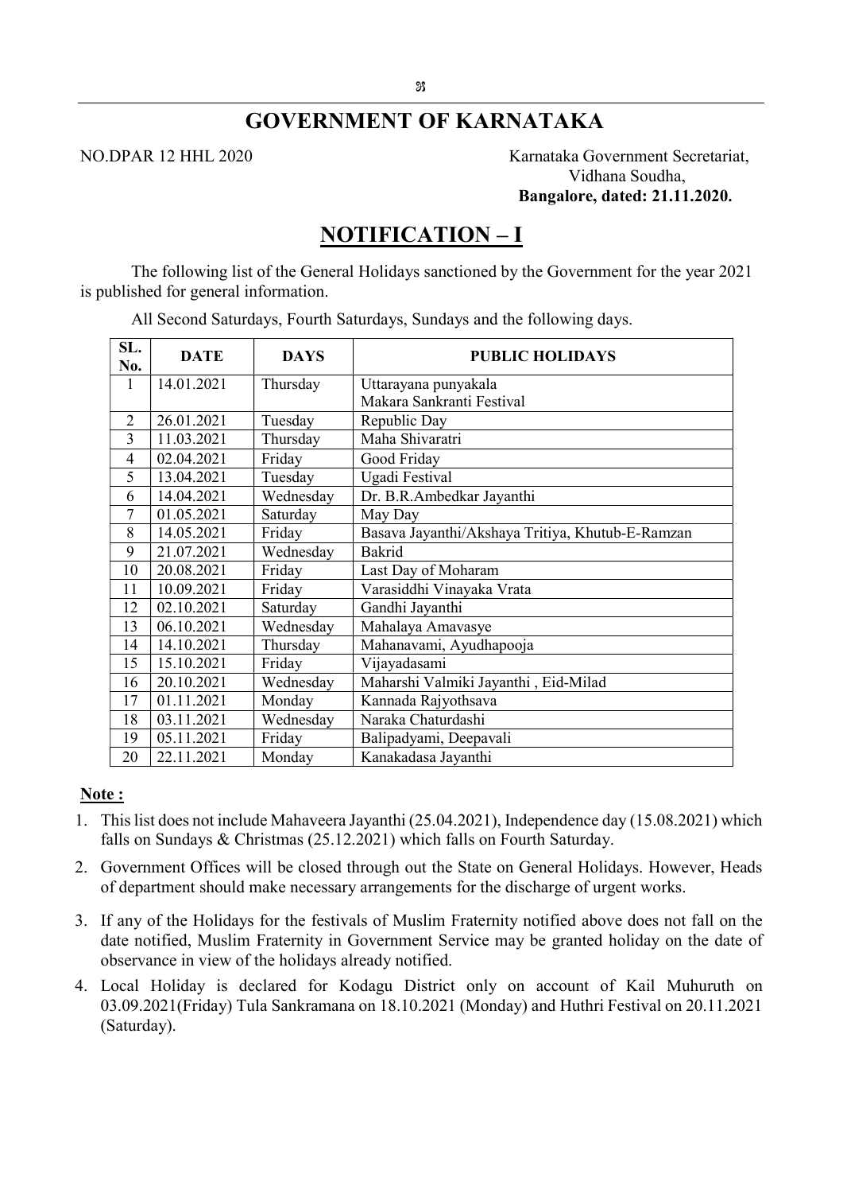# GOVERNMENT OF KARNATAKA

NO.DPAR 12 HHL 2020

Karnataka Government Secretariat,
Vidhana Soudha,
**Bangalore, dated: 21.11.2020.**

## NOTIFICATION – I

The following list of the General Holidays sanctioned by the Government for the year 2021 is published for general information.

All Second Saturdays, Fourth Saturdays, Sundays and the following days.

| SL. No. | DATE | DAYS | PUBLIC HOLIDAYS |
|---|---|---|---|
| 1 | 14.01.2021 | Thursday | Uttarayana punyakala Makara Sankranti Festival |
| 2 | 26.01.2021 | Tuesday | Republic Day |
| 3 | 11.03.2021 | Thursday | Maha Shivaratri |
| 4 | 02.04.2021 | Friday | Good Friday |
| 5 | 13.04.2021 | Tuesday | Ugadi Festival |
| 6 | 14.04.2021 | Wednesday | Dr. B.R.Ambedkar Jayanthi |
| 7 | 01.05.2021 | Saturday | May Day |
| 8 | 14.05.2021 | Friday | Basava Jayanthi/Akshaya Tritiya, Khutub-E-Ramzan |
| 9 | 21.07.2021 | Wednesday | Bakrid |
| 10 | 20.08.2021 | Friday | Last Day of Moharam |
| 11 | 10.09.2021 | Friday | Varasiddhi Vinayaka Vrata |
| 12 | 02.10.2021 | Saturday | Gandhi Jayanthi |
| 13 | 06.10.2021 | Wednesday | Mahalaya Amavasye |
| 14 | 14.10.2021 | Thursday | Mahanavami, Ayudhapooja |
| 15 | 15.10.2021 | Friday | Vijayadasami |
| 16 | 20.10.2021 | Wednesday | Maharshi Valmiki Jayanthi , Eid-Milad |
| 17 | 01.11.2021 | Monday | Kannada Rajyothsava |
| 18 | 03.11.2021 | Wednesday | Naraka Chaturdashi |
| 19 | 05.11.2021 | Friday | Balipadyami, Deepavali |
| 20 | 22.11.2021 | Monday | Kanakadasa Jayanthi |

**Note :**

1. This list does not include Mahaveera Jayanthi (25.04.2021), Independence day (15.08.2021) which falls on Sundays & Christmas (25.12.2021) which falls on Fourth Saturday.
2. Government Offices will be closed through out the State on General Holidays. However, Heads of department should make necessary arrangements for the discharge of urgent works.
3. If any of the Holidays for the festivals of Muslim Fraternity notified above does not fall on the date notified, Muslim Fraternity in Government Service may be granted holiday on the date of observance in view of the holidays already notified.
4. Local Holiday is declared for Kodagu District only on account of Kail Muhuruth on 03.09.2021(Friday) Tula Sankramana on 18.10.2021 (Monday) and Huthri Festival on 20.11.2021 (Saturday).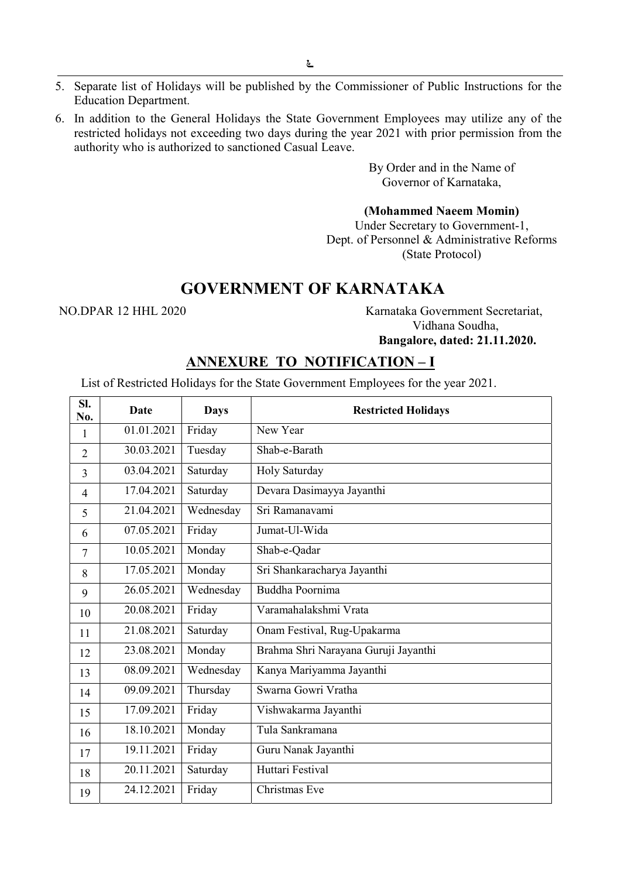5. Separate list of Holidays will be published by the Commissioner of Public Instructions for the Education Department.
6. In addition to the General Holidays the State Government Employees may utilize any of the restricted holidays not exceeding two days during the year 2021 with prior permission from the authority who is authorized to sanctioned Casual Leave.

By Order and in the Name of
Governor of Karnataka,

**(Mohammed Naeem Momin)**
Under Secretary to Government-1,
Dept. of Personnel & Administrative Reforms
(State Protocol)

# GOVERNMENT OF KARNATAKA

NO.DPAR 12 HHL 2020

Karnataka Government Secretariat,
Vidhana Soudha,
**Bangalore, dated: 21.11.2020.**

## ANNEXURE TO NOTIFICATION – I

List of Restricted Holidays for the State Government Employees for the year 2021.

| Sl. No. | Date | Days | Restricted Holidays |
|---|---|---|---|
| 1 | 01.01.2021 | Friday | New Year |
| 2 | 30.03.2021 | Tuesday | Shab-e-Barath |
| 3 | 03.04.2021 | Saturday | Holy Saturday |
| 4 | 17.04.2021 | Saturday | Devara Dasimayya Jayanthi |
| 5 | 21.04.2021 | Wednesday | Sri Ramanavami |
| 6 | 07.05.2021 | Friday | Jumat-Ul-Wida |
| 7 | 10.05.2021 | Monday | Shab-e-Qadar |
| 8 | 17.05.2021 | Monday | Sri Shankaracharya Jayanthi |
| 9 | 26.05.2021 | Wednesday | Buddha Poornima |
| 10 | 20.08.2021 | Friday | Varamahalakshmi Vrata |
| 11 | 21.08.2021 | Saturday | Onam Festival, Rug-Upakarma |
| 12 | 23.08.2021 | Monday | Brahma Shri Narayana Guruji Jayanthi |
| 13 | 08.09.2021 | Wednesday | Kanya Mariyamma Jayanthi |
| 14 | 09.09.2021 | Thursday | Swarna Gowri Vratha |
| 15 | 17.09.2021 | Friday | Vishwakarma Jayanthi |
| 16 | 18.10.2021 | Monday | Tula Sankramana |
| 17 | 19.11.2021 | Friday | Guru Nanak Jayanthi |
| 18 | 20.11.2021 | Saturday | Huttari Festival |
| 19 | 24.12.2021 | Friday | Christmas Eve |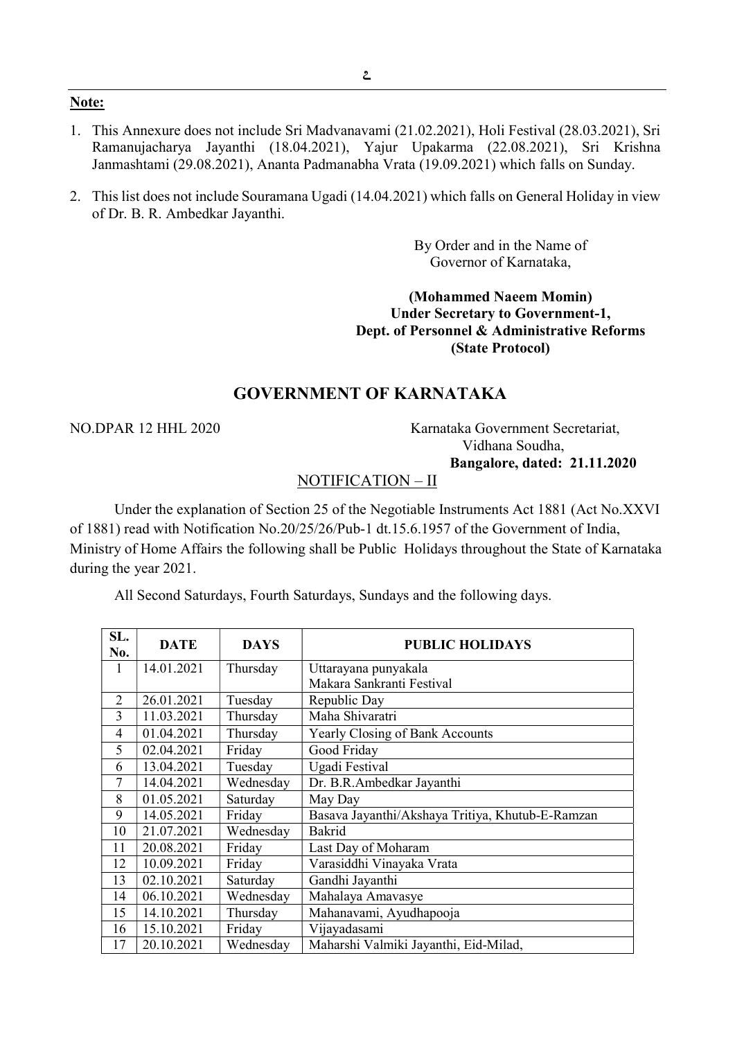**Note:**

1. This Annexure does not include Sri Madvanavami (21.02.2021), Holi Festival (28.03.2021), Sri Ramanujacharya Jayanthi (18.04.2021), Yajur Upakarma (22.08.2021), Sri Krishna Janmashtami (29.08.2021), Ananta Padmanabha Vrata (19.09.2021) which falls on Sunday.

2. This list does not include Souramana Ugadi (14.04.2021) which falls on General Holiday in view of Dr. B. R. Ambedkar Jayanthi.

By Order and in the Name of
Governor of Karnataka,

**(Mohammed Naeem Momin)**
**Under Secretary to Government-1,**
**Dept. of Personnel & Administrative Reforms**
**(State Protocol)**

## GOVERNMENT OF KARNATAKA

NO.DPAR 12 HHL 2020

Karnataka Government Secretariat,
Vidhana Soudha,
**Bangalore, dated: 21.11.2020**

NOTIFICATION – II

Under the explanation of Section 25 of the Negotiable Instruments Act 1881 (Act No.XXVI of 1881) read with Notification No.20/25/26/Pub-1 dt.15.6.1957 of the Government of India, Ministry of Home Affairs the following shall be Public Holidays throughout the State of Karnataka during the year 2021.

All Second Saturdays, Fourth Saturdays, Sundays and the following days.

| SL. No. | DATE | DAYS | PUBLIC HOLIDAYS |
|---|---|---|---|
| 1 | 14.01.2021 | Thursday | Uttarayana punyakala Makara Sankranti Festival |
| 2 | 26.01.2021 | Tuesday | Republic Day |
| 3 | 11.03.2021 | Thursday | Maha Shivaratri |
| 4 | 01.04.2021 | Thursday | Yearly Closing of Bank Accounts |
| 5 | 02.04.2021 | Friday | Good Friday |
| 6 | 13.04.2021 | Tuesday | Ugadi Festival |
| 7 | 14.04.2021 | Wednesday | Dr. B.R.Ambedkar Jayanthi |
| 8 | 01.05.2021 | Saturday | May Day |
| 9 | 14.05.2021 | Friday | Basava Jayanthi/Akshaya Tritiya, Khutub-E-Ramzan |
| 10 | 21.07.2021 | Wednesday | Bakrid |
| 11 | 20.08.2021 | Friday | Last Day of Moharam |
| 12 | 10.09.2021 | Friday | Varasiddhi Vinayaka Vrata |
| 13 | 02.10.2021 | Saturday | Gandhi Jayanthi |
| 14 | 06.10.2021 | Wednesday | Mahalaya Amavasye |
| 15 | 14.10.2021 | Thursday | Mahanavami, Ayudhapooja |
| 16 | 15.10.2021 | Friday | Vijayadasami |
| 17 | 20.10.2021 | Wednesday | Maharshi Valmiki Jayanthi, Eid-Milad, |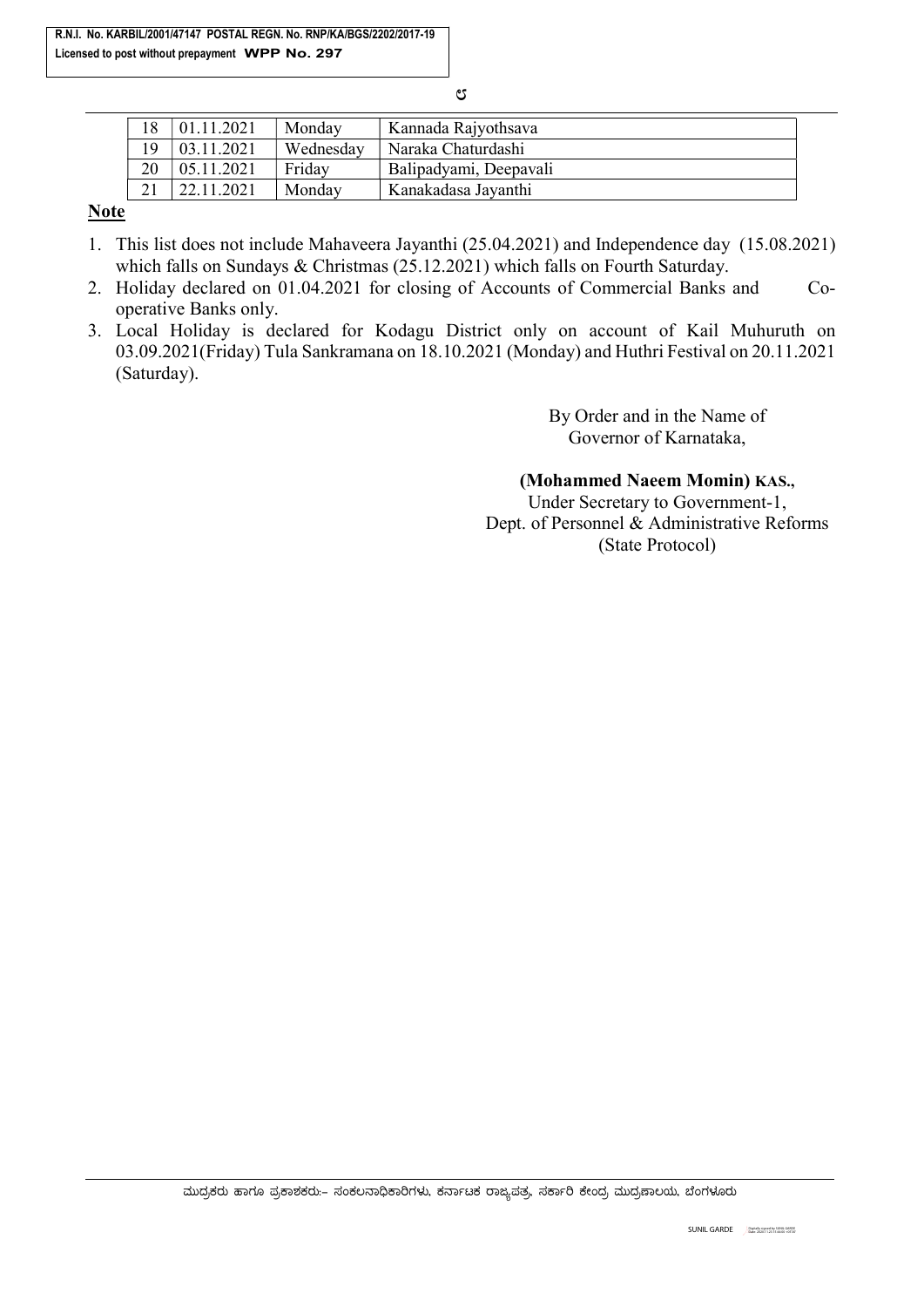R.N.I. No. KARBIL/2001/47147 POSTAL REGN. No. RNP/KA/BGS/2202/2017-19
Licensed to post without prepayment **WPP No. 297**

| | | | |
|---|---|---|---|
| 18 | 01.11.2021 | Monday | Kannada Rajyothsava |
| 19 | 03.11.2021 | Wednesday | Naraka Chaturdashi |
| 20 | 05.11.2021 | Friday | Balipadyami, Deepavali |
| 21 | 22.11.2021 | Monday | Kanakadasa Jayanthi |

**Note**

1. This list does not include Mahaveera Jayanthi (25.04.2021) and Independence day (15.08.2021) which falls on Sundays & Christmas (25.12.2021) which falls on Fourth Saturday.
2. Holiday declared on 01.04.2021 for closing of Accounts of Commercial Banks and Co-operative Banks only.
3. Local Holiday is declared for Kodagu District only on account of Kail Muhuruth on 03.09.2021(Friday) Tula Sankramana on 18.10.2021 (Monday) and Huthri Festival on 20.11.2021 (Saturday).

By Order and in the Name of
Governor of Karnataka,

**(Mohammed Naeem Momin) KAS.,**
Under Secretary to Government-1,
Dept. of Personnel & Administrative Reforms
(State Protocol)

ಮುದ್ರಕರು ಹಾಗೂ ಪ್ರಕಾಶಕರು:- ಸಂಕಲನಾಧಿಕಾರಿಗಳು, ಕರ್ನಾಟಕ ರಾಜ್ಯಪತ್ರ, ಸರ್ಕಾರಿ ಕೇಂದ್ರ ಮುದ್ರಣಾಲಯ, ಬೆಂಗಳೂರು

SUNIL GARDE